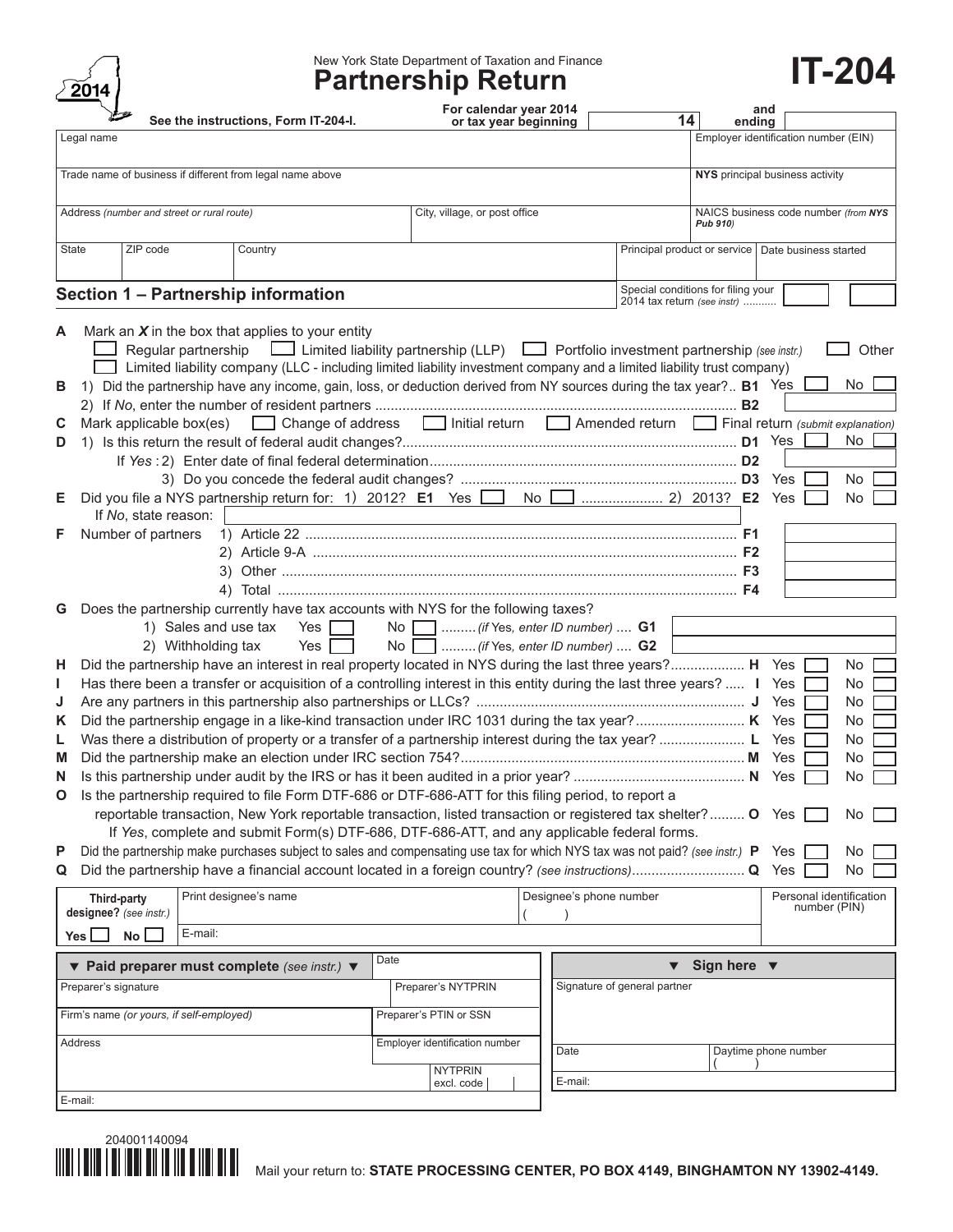2014

New York State Department of Taxation and Finance

# Partnership Return

# IT-204

See the instructions, Form IT-204-I.

For calendar year 2014 or tax year beginning 14 and ending

| Legal name | | | Employer identification number (EIN) |
|---|---|---|---|
| Trade name of business if different from legal name above | | | **NYS** principal business activity |
| Address *(number and street or rural route)* | City, village, or post office | | NAICS business code number *(from **NYS** Pub 910)* |
| State | ZIP code | Country | Principal product or service / Date business started |

## Section 1 – Partnership information

Special conditions for filing your 2014 tax return *(see instr)* ..........

**A** Mark an ***X*** in the box that applies to your entity
☐ Regular partnership ☐ Limited liability partnership (LLP) ☐ Portfolio investment partnership *(see instr.)* ☐ Other
☐ Limited liability company (LLC - including limited liability investment company and a limited liability trust company)

**B** 1) Did the partnership have any income, gain, loss, or deduction derived from NY sources during the tax year?.. **B1** Yes ☐ No ☐
2) If *No*, enter the number of resident partners .......................................... **B2**

**C** Mark applicable box(es) ☐ Change of address ☐ Initial return ☐ Amended return ☐ Final return *(submit explanation)*

**D** 1) Is this return the result of federal audit changes?............................................. **D1** Yes ☐ No ☐
If *Yes* : 2) Enter date of final federal determination.............................................. **D2**
3) Do you concede the federal audit changes? ............................................. **D3** Yes ☐ No ☐

**E** Did you file a NYS partnership return for: 1) 2012? **E1** Yes ☐ No ☐ .................... 2) 2013? **E2** Yes ☐ No ☐
If *No*, state reason:

**F** Number of partners
1) Article 22 .............................................................. **F1**
2) Article 9-A .............................................................. **F2**
3) Other .............................................................. **F3**
4) Total .............................................................. **F4**

**G** Does the partnership currently have tax accounts with NYS for the following taxes?
1) Sales and use tax Yes ☐ No ☐ ......... *(if Yes, enter ID number)* .... **G1**
2) Withholding tax Yes ☐ No ☐ ......... *(if Yes, enter ID number)* .... **G2**

**H** Did the partnership have an interest in real property located in NYS during the last three years?.................. **H** Yes ☐ No ☐

**I** Has there been a transfer or acquisition of a controlling interest in this entity during the last three years? ..... **I** Yes ☐ No ☐

**J** Are any partners in this partnership also partnerships or LLCs? ............................................. **J** Yes ☐ No ☐

**K** Did the partnership engage in a like-kind transaction under IRC 1031 during the tax year?........................... **K** Yes ☐ No ☐

**L** Was there a distribution of property or a transfer of a partnership interest during the tax year? ..................... **L** Yes ☐ No ☐

**M** Did the partnership make an election under IRC section 754?.................................................. **M** Yes ☐ No ☐

**N** Is this partnership under audit by the IRS or has it been audited in a prior year? ....................................... **N** Yes ☐ No ☐

**O** Is the partnership required to file Form DTF-686 or DTF-686-ATT for this filing period, to report a reportable transaction, New York reportable transaction, listed transaction or registered tax shelter?......... **O** Yes ☐ No ☐
If *Yes*, complete and submit Form(s) DTF-686, DTF-686-ATT, and any applicable federal forms.

**P** Did the partnership make purchases subject to sales and compensating use tax for which NYS tax was not paid? *(see instr.)* **P** Yes ☐ No ☐

**Q** Did the partnership have a financial account located in a foreign country? *(see instructions)*............................ **Q** Yes ☐ No ☐

| **Third-party designee?** *(see instr.)* Yes ☐ No ☐ | Print designee's name | Designee's phone number ( ) | Personal identification number (PIN) |
|---|---|---|---|
| | E-mail: | | |

| ▼ **Paid preparer must complete** *(see instr.)* ▼ | Date |
|---|---|
| Preparer's signature | Preparer's NYTPRIN |
| Firm's name *(or yours, if self-employed)* | Preparer's PTIN or SSN |
| Address | Employer identification number |
| | NYTPRIN excl. code |
| E-mail: | |

| ▼ **Sign here** ▼ | |
|---|---|
| Signature of general partner | |
| Date | Daytime phone number ( ) |
| E-mail: | |

204001140094

Mail your return to: **STATE PROCESSING CENTER, PO BOX 4149, BINGHAMTON NY 13902-4149.**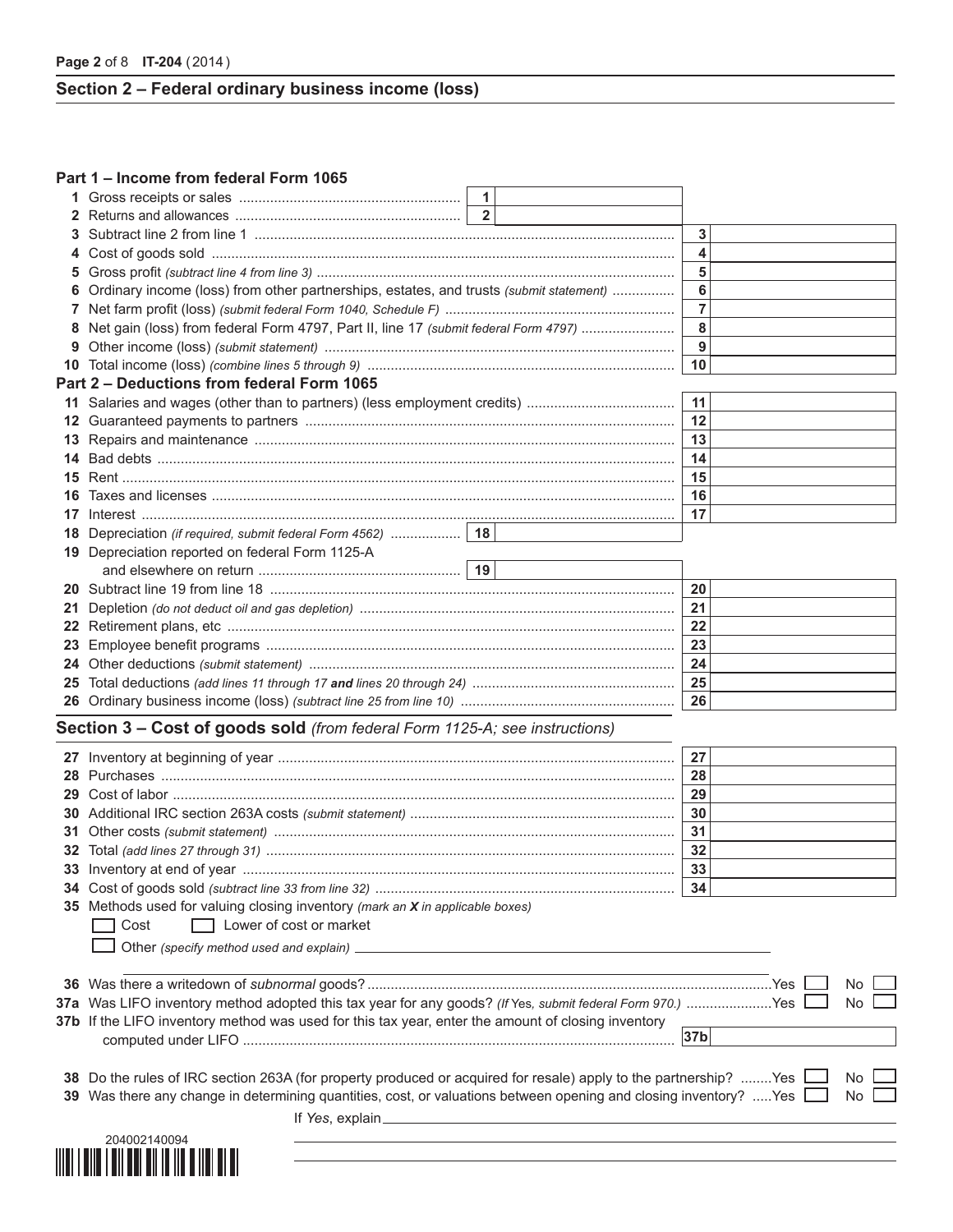## Section 2 – Federal ordinary business income (loss)

### Part 1 – Income from federal Form 1065

| Line | Description | | Amount | | Amount |
|---|---|---|---|---|---|
| 1 | Gross receipts or sales | 1 | | | |
| 2 | Returns and allowances | 2 | | | |
| 3 | Subtract line 2 from line 1 | | | 3 | |
| 4 | Cost of goods sold | | | 4 | |
| 5 | Gross profit *(subtract line 4 from line 3)* | | | 5 | |
| 6 | Ordinary income (loss) from other partnerships, estates, and trusts *(submit statement)* | | | 6 | |
| 7 | Net farm profit (loss) *(submit federal Form 1040, Schedule F)* | | | 7 | |
| 8 | Net gain (loss) from federal Form 4797, Part II, line 17 *(submit federal Form 4797)* | | | 8 | |
| 9 | Other income (loss) *(submit statement)* | | | 9 | |
| 10 | Total income (loss) *(combine lines 5 through 9)* | | | 10 | |

### Part 2 – Deductions from federal Form 1065

| Line | Description | | Amount | | Amount |
|---|---|---|---|---|---|
| 11 | Salaries and wages (other than to partners) (less employment credits) | | | 11 | |
| 12 | Guaranteed payments to partners | | | 12 | |
| 13 | Repairs and maintenance | | | 13 | |
| 14 | Bad debts | | | 14 | |
| 15 | Rent | | | 15 | |
| 16 | Taxes and licenses | | | 16 | |
| 17 | Interest | | | 17 | |
| 18 | Depreciation *(if required, submit federal Form 4562)* | 18 | | | |
| 19 | Depreciation reported on federal Form 1125-A and elsewhere on return | 19 | | | |
| 20 | Subtract line 19 from line 18 | | | 20 | |
| 21 | Depletion *(do not deduct oil and gas depletion)* | | | 21 | |
| 22 | Retirement plans, etc | | | 22 | |
| 23 | Employee benefit programs | | | 23 | |
| 24 | Other deductions *(submit statement)* | | | 24 | |
| 25 | Total deductions *(add lines 11 through 17 **and** lines 20 through 24)* | | | 25 | |
| 26 | Ordinary business income (loss) *(subtract line 25 from line 10)* | | | 26 | |

## Section 3 – Cost of goods sold *(from federal Form 1125-A; see instructions)*

| Line | Description | | Amount |
|---|---|---|---|
| 27 | Inventory at beginning of year | 27 | |
| 28 | Purchases | 28 | |
| 29 | Cost of labor | 29 | |
| 30 | Additional IRC section 263A costs *(submit statement)* | 30 | |
| 31 | Other costs *(submit statement)* | 31 | |
| 32 | Total *(add lines 27 through 31)* | 32 | |
| 33 | Inventory at end of year | 33 | |
| 34 | Cost of goods sold *(subtract line 33 from line 32)* | 34 | |

**35** Methods used for valuing closing inventory *(mark an **X** in applicable boxes)*

☐ Cost ☐ Lower of cost or market

☐ Other *(specify method used and explain)* ______________________________

**36** Was there a writedown of *subnormal* goods? Yes ☐ No ☐

**37a** Was LIFO inventory method adopted this tax year for any goods? *(If Yes, submit federal Form 970.)* Yes ☐ No ☐

**37b** If the LIFO inventory method was used for this tax year, enter the amount of closing inventory computed under LIFO **37b** ______________

**38** Do the rules of IRC section 263A (for property produced or acquired for resale) apply to the partnership? Yes ☐ No ☐

**39** Was there any change in determining quantities, cost, or valuations between opening and closing inventory? Yes ☐ No ☐

If *Yes*, explain ______________________________

204002140094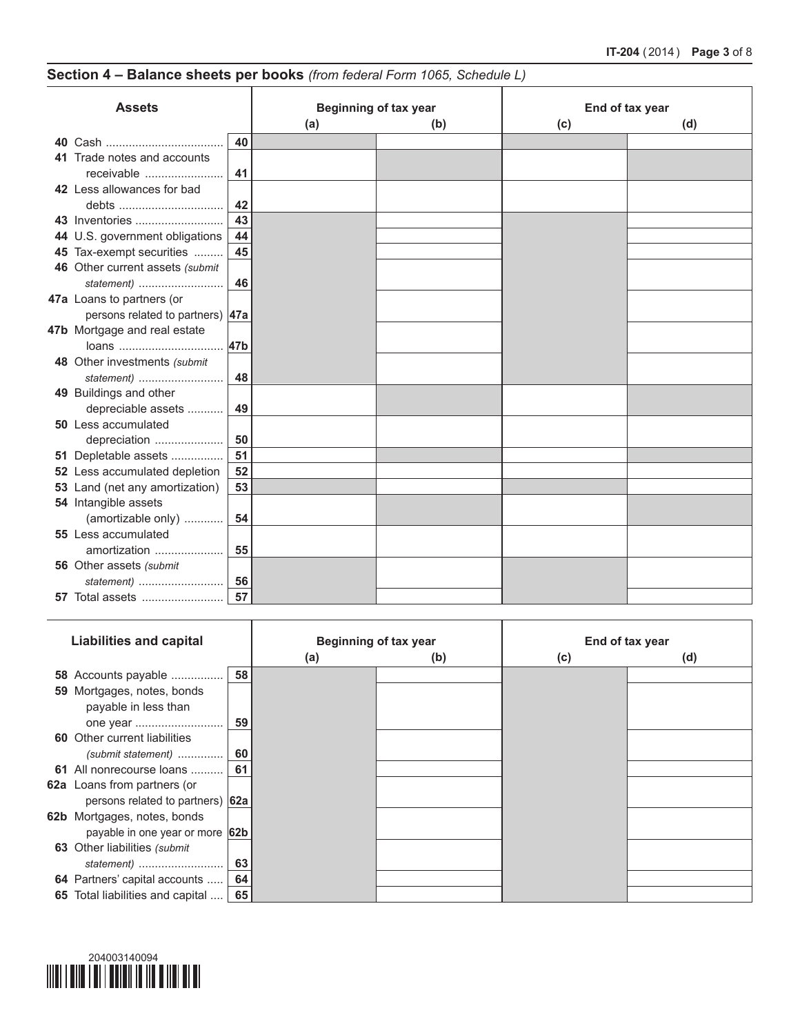## Section 4 – Balance sheets per books *(from federal Form 1065, Schedule L)*

| Assets | | Beginning of tax year (a) | Beginning of tax year (b) | End of tax year (c) | End of tax year (d) |
|---|---|---|---|---|---|
| 40 Cash | 40 | | | | |
| 41 Trade notes and accounts receivable | 41 | | | | |
| 42 Less allowances for bad debts | 42 | | | | |
| 43 Inventories | 43 | | | | |
| 44 U.S. government obligations | 44 | | | | |
| 45 Tax-exempt securities | 45 | | | | |
| 46 Other current assets *(submit statement)* | 46 | | | | |
| 47a Loans to partners (or persons related to partners) | 47a | | | | |
| 47b Mortgage and real estate loans | 47b | | | | |
| 48 Other investments *(submit statement)* | 48 | | | | |
| 49 Buildings and other depreciable assets | 49 | | | | |
| 50 Less accumulated depreciation | 50 | | | | |
| 51 Depletable assets | 51 | | | | |
| 52 Less accumulated depletion | 52 | | | | |
| 53 Land (net any amortization) | 53 | | | | |
| 54 Intangible assets (amortizable only) | 54 | | | | |
| 55 Less accumulated amortization | 55 | | | | |
| 56 Other assets *(submit statement)* | 56 | | | | |
| 57 Total assets | 57 | | | | |

| Liabilities and capital | | Beginning of tax year (a) | Beginning of tax year (b) | End of tax year (c) | End of tax year (d) |
|---|---|---|---|---|---|
| 58 Accounts payable | 58 | | | | |
| 59 Mortgages, notes, bonds payable in less than one year | 59 | | | | |
| 60 Other current liabilities *(submit statement)* | 60 | | | | |
| 61 All nonrecourse loans | 61 | | | | |
| 62a Loans from partners (or persons related to partners) | 62a | | | | |
| 62b Mortgages, notes, bonds payable in one year or more | 62b | | | | |
| 63 Other liabilities *(submit statement)* | 63 | | | | |
| 64 Partners' capital accounts | 64 | | | | |
| 65 Total liabilities and capital | 65 | | | | |

204003140094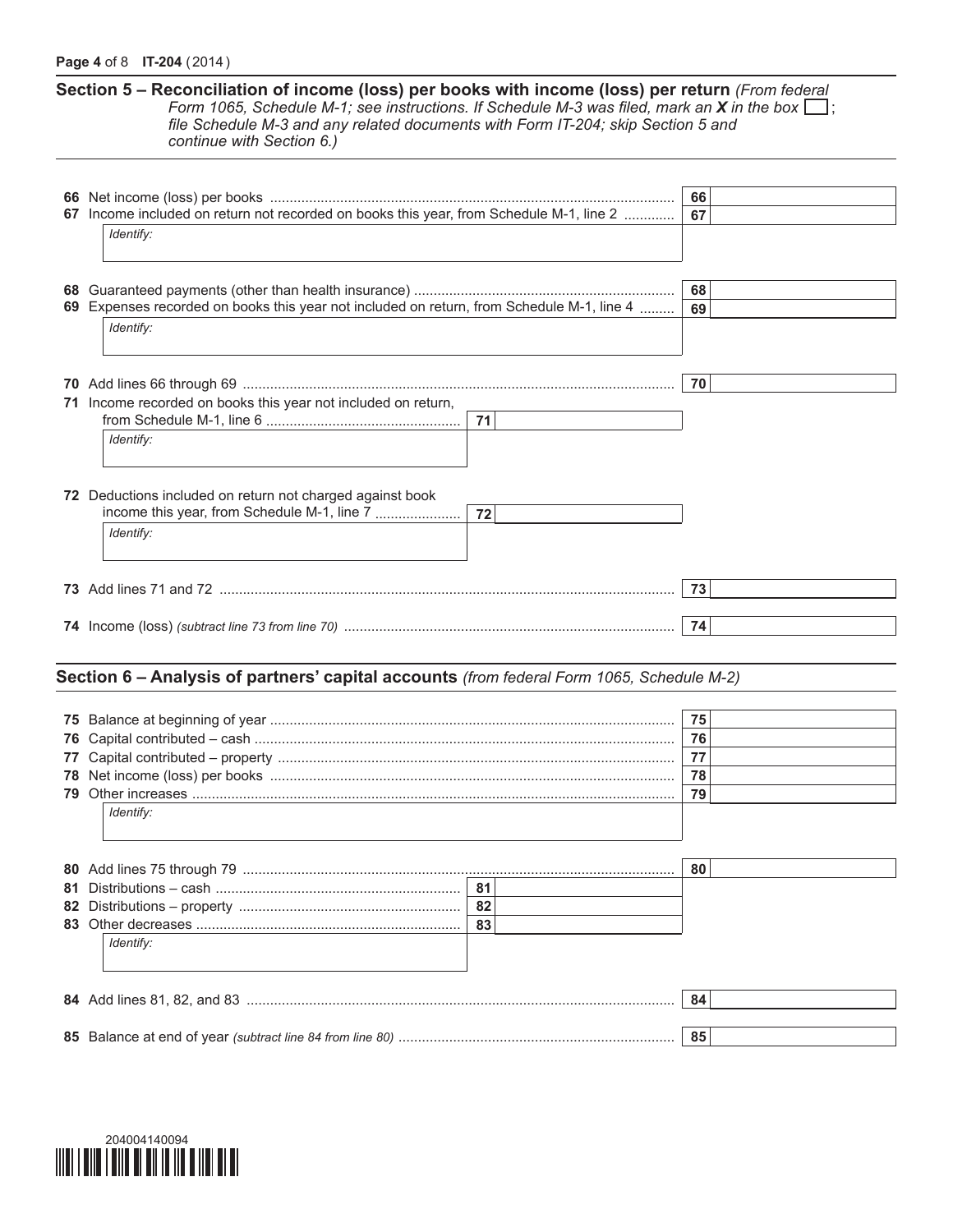## Section 5 – Reconciliation of income (loss) per books with income (loss) per return *(From federal Form 1065, Schedule M-1; see instructions. If Schedule M-3 was filed, mark an **X** in the box ☐; file Schedule M-3 and any related documents with Form IT-204; skip Section 5 and continue with Section 6.)*

| Line | Description | Line | Amount |
|---|---|---|---|
| 66 | Net income (loss) per books | 66 | |
| 67 | Income included on return not recorded on books this year, from Schedule M-1, line 2 | 67 | |
| | *Identify:* | | |
| 68 | Guaranteed payments (other than health insurance) | 68 | |
| 69 | Expenses recorded on books this year not included on return, from Schedule M-1, line 4 | 69 | |
| | *Identify:* | | |
| 70 | Add lines 66 through 69 | 70 | |
| 71 | Income recorded on books this year not included on return, from Schedule M-1, line 6 ..... 71 | | |
| | *Identify:* | | |
| 72 | Deductions included on return not charged against book income this year, from Schedule M-1, line 7 ..... 72 | | |
| | *Identify:* | | |
| 73 | Add lines 71 and 72 | 73 | |
| 74 | Income (loss) *(subtract line 73 from line 70)* | 74 | |

## Section 6 – Analysis of partners' capital accounts *(from federal Form 1065, Schedule M-2)*

| Line | Description | Line | Amount |
|---|---|---|---|
| 75 | Balance at beginning of year | 75 | |
| 76 | Capital contributed – cash | 76 | |
| 77 | Capital contributed – property | 77 | |
| 78 | Net income (loss) per books | 78 | |
| 79 | Other increases | 79 | |
| | *Identify:* | | |
| 80 | Add lines 75 through 79 | 80 | |
| 81 | Distributions – cash ..... 81 | | |
| 82 | Distributions – property ..... 82 | | |
| 83 | Other decreases ..... 83 | | |
| | *Identify:* | | |
| 84 | Add lines 81, 82, and 83 | 84 | |
| 85 | Balance at end of year *(subtract line 84 from line 80)* | 85 | |

204004140094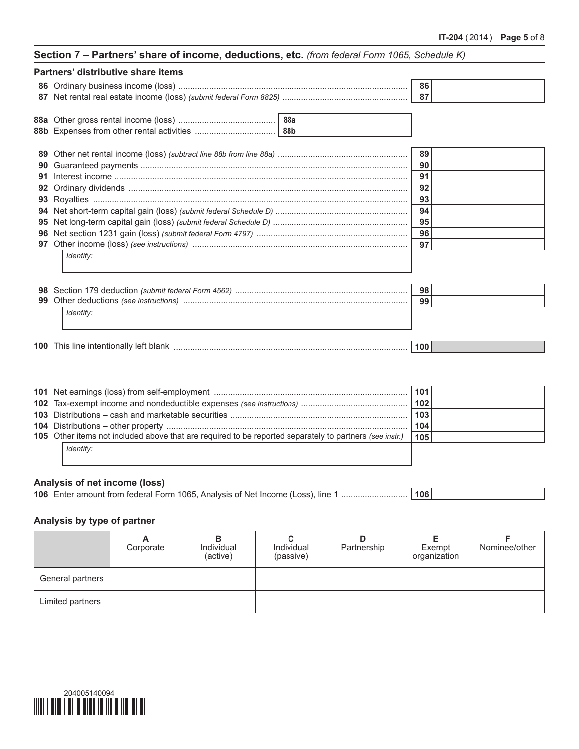## Section 7 – Partners' share of income, deductions, etc. *(from federal Form 1065, Schedule K)*

### Partners' distributive share items

**86** Ordinary business income (loss) ............ **86**

**87** Net rental real estate income (loss) *(submit federal Form 8825)* ............ **87**

**88a** Other gross rental income (loss) ............ **88a**

**88b** Expenses from other rental activities ............ **88b**

**89** Other net rental income (loss) *(subtract line 88b from line 88a)* ............ **89**

**90** Guaranteed payments ............ **90**

**91** Interest income ............ **91**

**92** Ordinary dividends ............ **92**

**93** Royalties ............ **93**

**94** Net short-term capital gain (loss) *(submit federal Schedule D)* ............ **94**

**95** Net long-term capital gain (loss) *(submit federal Schedule D)* ............ **95**

**96** Net section 1231 gain (loss) *(submit federal Form 4797)* ............ **96**

**97** Other income (loss) *(see instructions)* ............ **97**

*Identify:*

**98** Section 179 deduction *(submit federal Form 4562)* ............ **98**

**99** Other deductions *(see instructions)* ............ **99**

*Identify:*

**100** This line intentionally left blank ............ **100**

**101** Net earnings (loss) from self-employment ............ **101**

**102** Tax-exempt income and nondeductible expenses *(see instructions)* ............ **102**

**103** Distributions – cash and marketable securities ............ **103**

**104** Distributions – other property ............ **104**

**105** Other items not included above that are required to be reported separately to partners *(see instr.)* **105**

*Identify:*

### Analysis of net income (loss)

**106** Enter amount from federal Form 1065, Analysis of Net Income (Loss), line 1 ............ **106**

### Analysis by type of partner

| | A Corporate | B Individual (active) | C Individual (passive) | D Partnership | E Exempt organization | F Nominee/other |
|---|---|---|---|---|---|---|
| General partners | | | | | | |
| Limited partners | | | | | | |

204005140094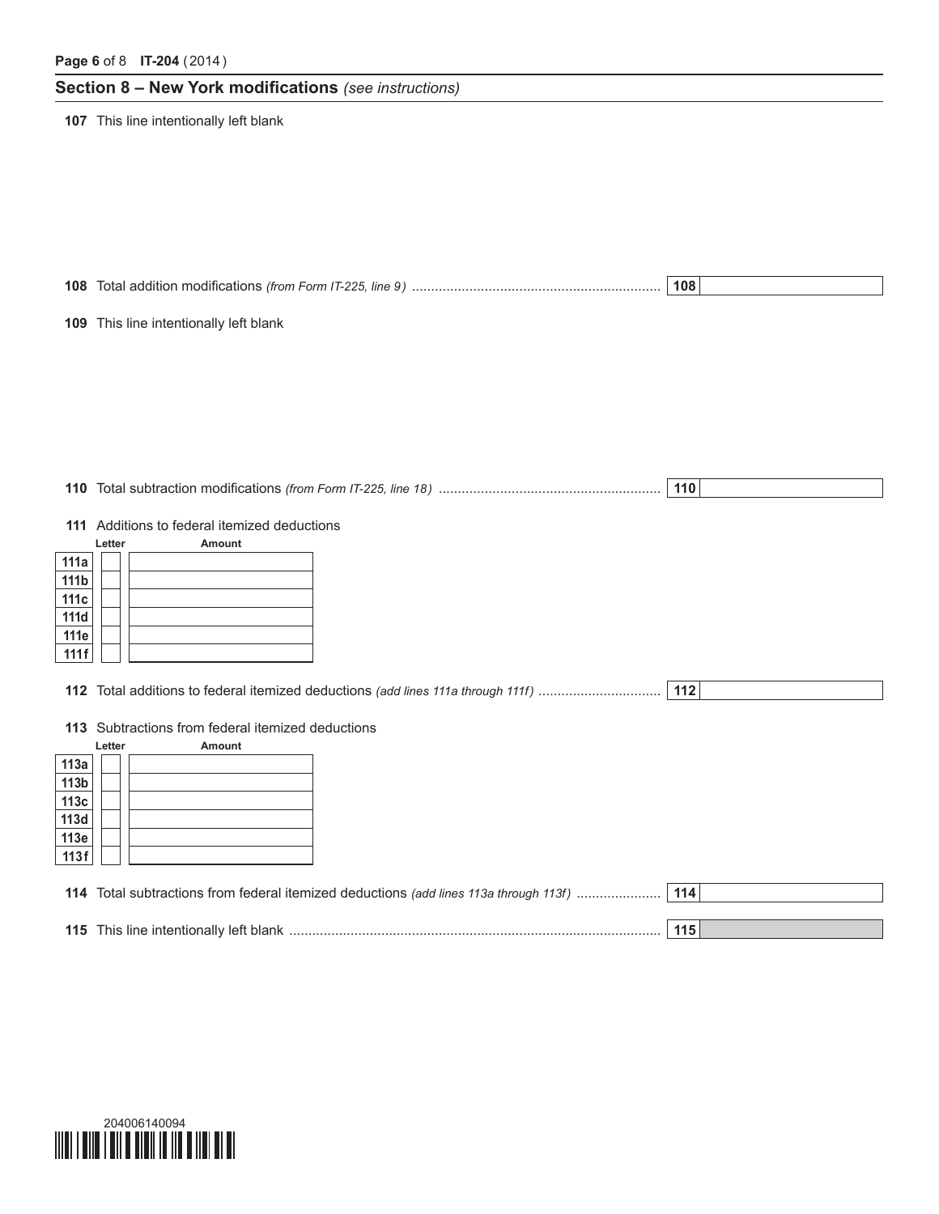## Section 8 – New York modifications *(see instructions)*

**107** This line intentionally left blank

**108** Total addition modifications *(from Form IT-225, line 9)* .................................................................. **108**

**109** This line intentionally left blank

**110** Total subtraction modifications *(from Form IT-225, line 18)* ........................................................... **110**

**111** Additions to federal itemized deductions

| | Letter | Amount |
|---|---|---|
| 111a | | |
| 111b | | |
| 111c | | |
| 111d | | |
| 111e | | |
| 111f | | |

**112** Total additions to federal itemized deductions *(add lines 111a through 111f)* ................................ **112**

**113** Subtractions from federal itemized deductions

| | Letter | Amount |
|---|---|---|
| 113a | | |
| 113b | | |
| 113c | | |
| 113d | | |
| 113e | | |
| 113f | | |

**114** Total subtractions from federal itemized deductions *(add lines 113a through 113f)* ...................... **114**

**115** This line intentionally left blank ................................................................................................ **115**

204006140094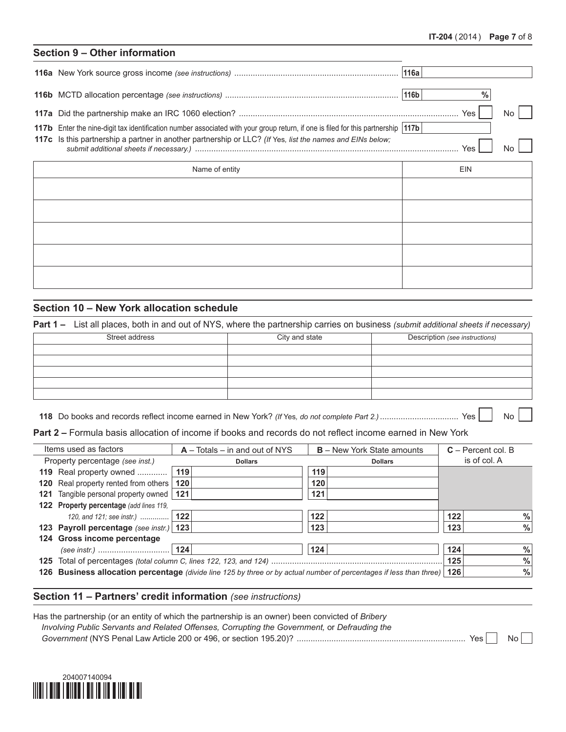## Section 9 – Other information

**116a** New York source gross income *(see instructions)* .......... 116a

**116b** MCTD allocation percentage *(see instructions)* .......... 116b %

**117a** Did the partnership make an IRC 1060 election? .......... Yes ☐ No ☐

**117b** Enter the nine-digit tax identification number associated with your group return, if one is filed for this partnership 117b

**117c** Is this partnership a partner in another partnership or LLC? *(If Yes, list the names and EINs below; submit additional sheets if necessary.)* .......... Yes ☐ No ☐

| Name of entity | EIN |
|---|---|
| | |
| | |
| | |
| | |
| | |

## Section 10 – New York allocation schedule

**Part 1 –** List all places, both in and out of NYS, where the partnership carries on business *(submit additional sheets if necessary)*

| Street address | City and state | Description *(see instructions)* |
|---|---|---|
| | | |
| | | |
| | | |
| | | |
| | | |

**118** Do books and records reflect income earned in New York? *(If Yes, do not complete Part 2.)* .......... Yes ☐ No ☐

**Part 2 –** Formula basis allocation of income if books and records do not reflect income earned in New York

| Items used as factors | A – Totals – in and out of NYS | B – New York State amounts | C – Percent col. B is of col. A |
|---|---|---|---|
| Property percentage *(see inst.)* | Dollars | Dollars | |
| **119** Real property owned .......... | 119 | 119 | |
| **120** Real property rented from others | 120 | 120 | |
| **121** Tangible personal property owned | 121 | 121 | |
| **122 Property percentage** *(add lines 119, 120, and 121; see instr.)* .......... | 122 | 122 | 122 % |
| **123 Payroll percentage** *(see instr.)* | 123 | 123 | 123 % |
| **124 Gross income percentage** *(see instr.)* .......... | 124 | 124 | 124 % |
| **125** Total of percentages *(total column C, lines 122, 123, and 124)* .......... | | | 125 % |
| **126 Business allocation percentage** *(divide line 125 by three or by actual number of percentages if less than three)* | | | 126 % |

## Section 11 – Partners' credit information *(see instructions)*

Has the partnership (or an entity of which the partnership is an owner) been convicted of *Bribery Involving Public Servants and Related Offenses, Corrupting the Government,* or *Defrauding the Government* (NYS Penal Law Article 200 or 496, or section 195.20)? .......... Yes ☐ No ☐

204007140094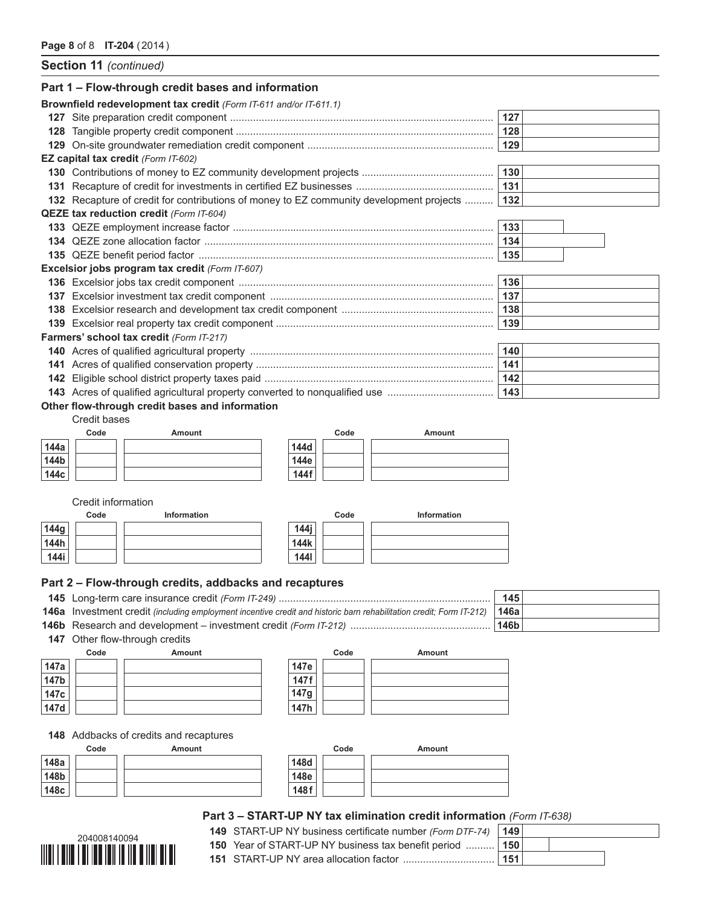## Section 11 *(continued)*

### Part 1 – Flow-through credit bases and information

**Brownfield redevelopment tax credit** *(Form IT-611 and/or IT-611.1)*

| | | | |
|---|---|---|---|
| 127 | Site preparation credit component | 127 | |
| 128 | Tangible property credit component | 128 | |
| 129 | On-site groundwater remediation credit component | 129 | |

**EZ capital tax credit** *(Form IT-602)*

| | | | |
|---|---|---|---|
| 130 | Contributions of money to EZ community development projects | 130 | |
| 131 | Recapture of credit for investments in certified EZ businesses | 131 | |
| 132 | Recapture of credit for contributions of money to EZ community development projects | 132 | |

**QEZE tax reduction credit** *(Form IT-604)*

| | | | |
|---|---|---|---|
| 133 | QEZE employment increase factor | 133 | |
| 134 | QEZE zone allocation factor | 134 | |
| 135 | QEZE benefit period factor | 135 | |

**Excelsior jobs program tax credit** *(Form IT-607)*

| | | | |
|---|---|---|---|
| 136 | Excelsior jobs tax credit component | 136 | |
| 137 | Excelsior investment tax credit component | 137 | |
| 138 | Excelsior research and development tax credit component | 138 | |
| 139 | Excelsior real property tax credit component | 139 | |

**Farmers' school tax credit** *(Form IT-217)*

| | | | |
|---|---|---|---|
| 140 | Acres of qualified agricultural property | 140 | |
| 141 | Acres of qualified conservation property | 141 | |
| 142 | Eligible school district property taxes paid | 142 | |
| 143 | Acres of qualified agricultural property converted to nonqualified use | 143 | |

**Other flow-through credit bases and information**

Credit bases

| | Code | Amount | | Code | Amount |
|---|---|---|---|---|---|
| 144a | | | 144d | | |
| 144b | | | 144e | | |
| 144c | | | 144f | | |

Credit information

| | Code | Information | | Code | Information |
|---|---|---|---|---|---|
| 144g | | | 144j | | |
| 144h | | | 144k | | |
| 144i | | | 144l | | |

### Part 2 – Flow-through credits, addbacks and recaptures

| | | | |
|---|---|---|---|
| 145 | Long-term care insurance credit *(Form IT-249)* | 145 | |
| 146a | Investment credit *(including employment incentive credit and historic barn rehabilitation credit; Form IT-212)* | 146a | |
| 146b | Research and development – investment credit *(Form IT-212)* | 146b | |

**147** Other flow-through credits

| | Code | Amount | | Code | Amount |
|---|---|---|---|---|---|
| 147a | | | 147e | | |
| 147b | | | 147f | | |
| 147c | | | 147g | | |
| 147d | | | 147h | | |

**148** Addbacks of credits and recaptures

| | Code | Amount | | Code | Amount |
|---|---|---|---|---|---|
| 148a | | | 148d | | |
| 148b | | | 148e | | |
| 148c | | | 148f | | |

### Part 3 – START-UP NY tax elimination credit information *(Form IT-638)*

| | | | |
|---|---|---|---|
| 149 | START-UP NY business certificate number *(Form DTF-74)* | 149 | |
| 150 | Year of START-UP NY business tax benefit period | 150 | |
| 151 | START-UP NY area allocation factor | 151 | |

204008140094